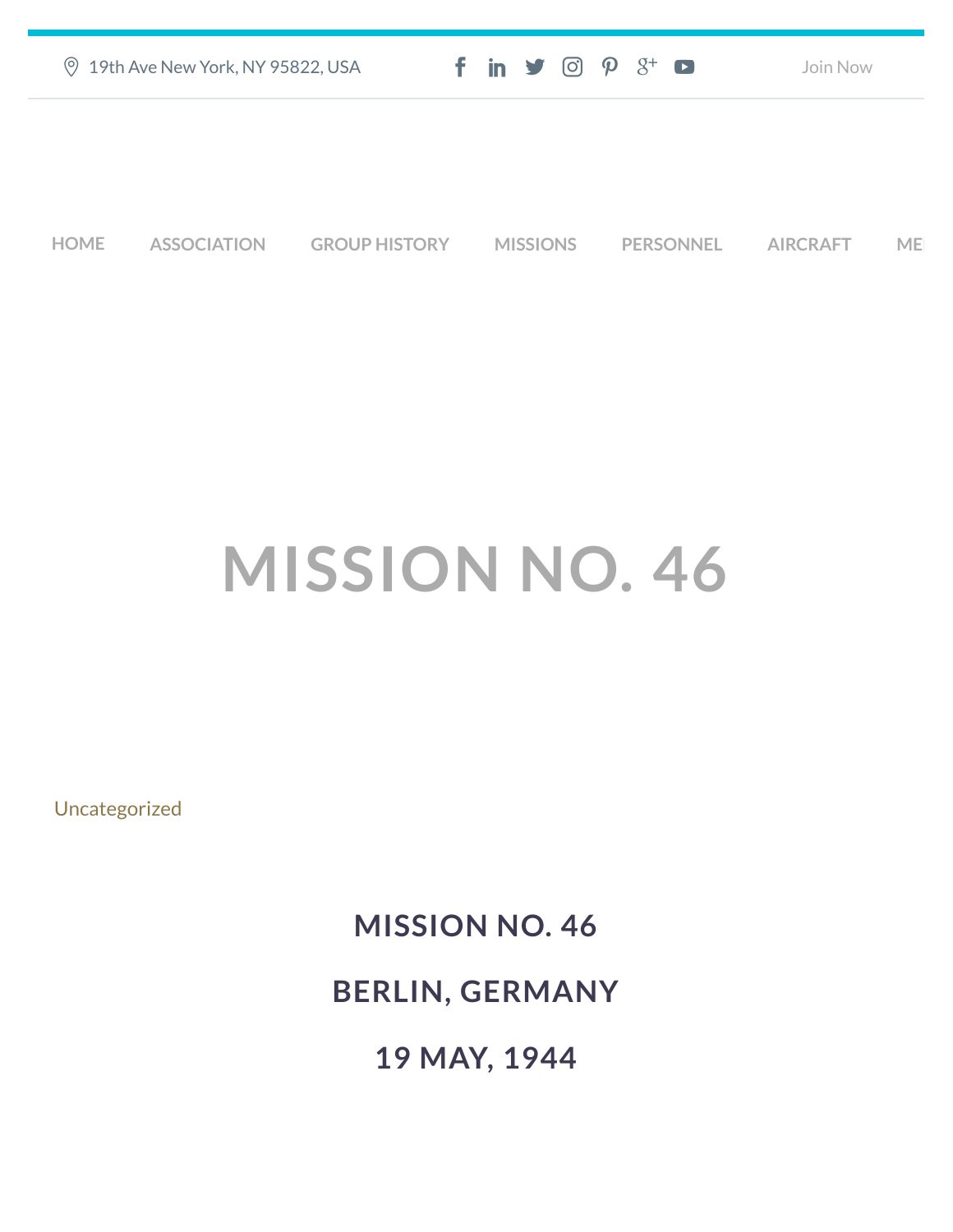19th Ave New York, NY 95822, USA

Join Now

HOME ASSOCIATION GROUP HISTORY MISSIONS PERSONNEL AIRCRAFT ME

# MISSION NO. 46

Uncategorized

## MISSION NO. 46

## BERLIN, GERMANY

## 19 MAY, 1944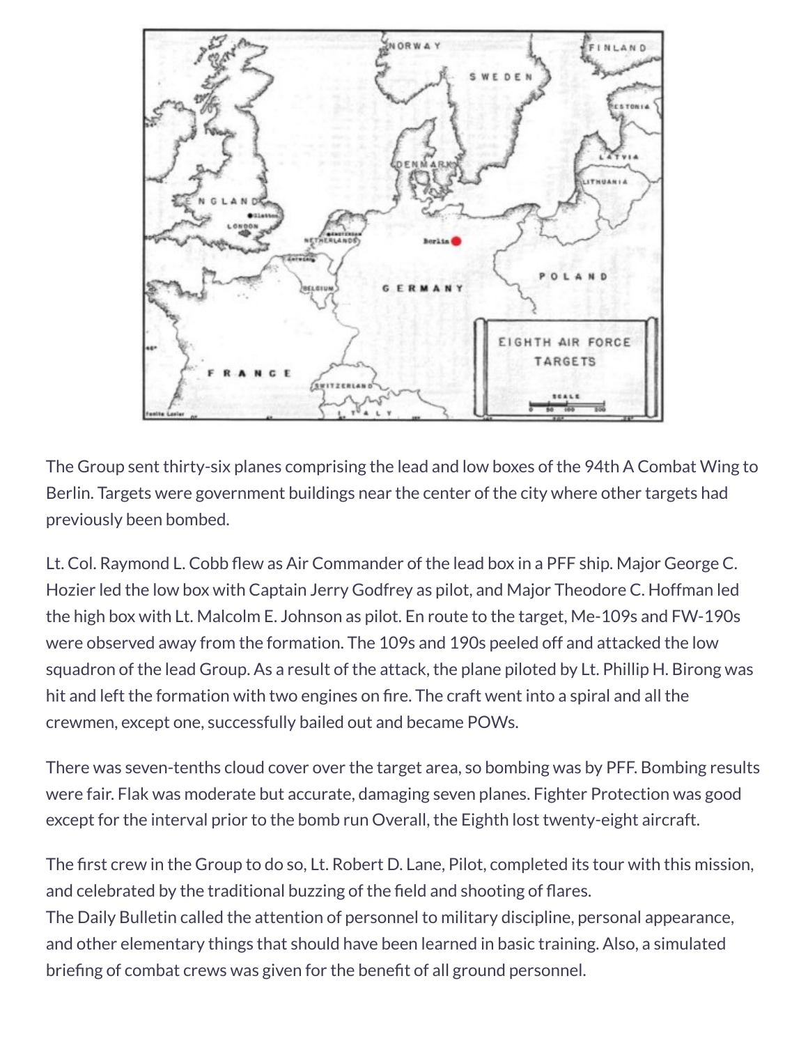The Group sent thirty-six planes comprising the lead and low boxes of the 94th A Combat Wing to Berlin. Targets were government buildings near the center of the city where other targets had previously been bombed.

Lt. Col. Raymond L. Cobb flew as Air Commander of the lead box in a PFF ship. Major George C. Hozier led the low box with Captain Jerry Godfrey as pilot, and Major Theodore C. Hoffman led the high box with Lt. Malcolm E. Johnson as pilot. En route to the target, Me-109s and FW-190s were observed away from the formation. The 109s and 190s peeled off and attacked the low squadron of the lead Group. As a result of the attack, the plane piloted by Lt. Phillip H. Birong was hit and left the formation with two engines on fire. The craft went into a spiral and all the crewmen, except one, successfully bailed out and became POWs.

There was seven-tenths cloud cover over the target area, so bombing was by PFF. Bombing results were fair. Flak was moderate but accurate, damaging seven planes. Fighter Protection was good except for the interval prior to the bomb run Overall, the Eighth lost twenty-eight aircraft.

The first crew in the Group to do so, Lt. Robert D. Lane, Pilot, completed its tour with this mission, and celebrated by the traditional buzzing of the field and shooting of flares.
The Daily Bulletin called the attention of personnel to military discipline, personal appearance, and other elementary things that should have been learned in basic training. Also, a simulated briefing of combat crews was given for the benefit of all ground personnel.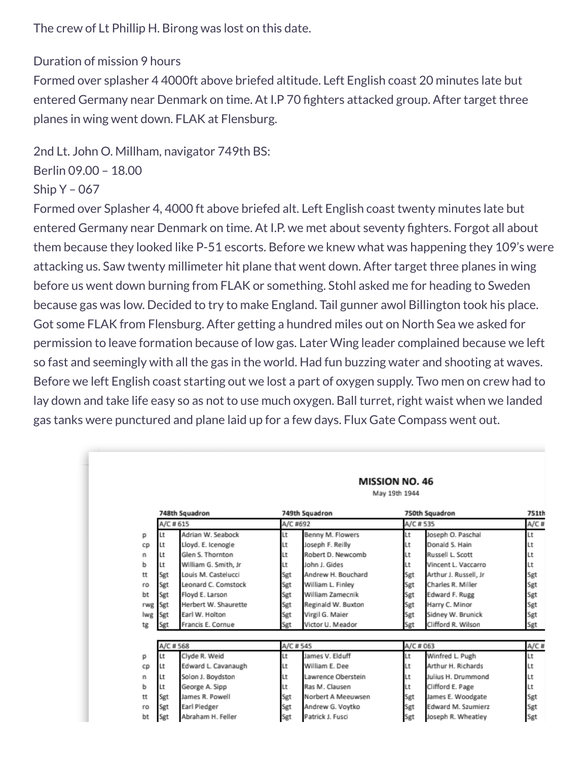The crew of Lt Phillip H. Birong was lost on this date.

Duration of mission 9 hours
Formed over splasher 4 4000ft above briefed altitude. Left English coast 20 minutes late but entered Germany near Denmark on time. At I.P 70 fighters attacked group. After target three planes in wing went down. FLAK at Flensburg.

2nd Lt. John O. Millham, navigator 749th BS:
Berlin 09.00 – 18.00
Ship Y – 067
Formed over Splasher 4, 4000 ft above briefed alt. Left English coast twenty minutes late but entered Germany near Denmark on time. At I.P. we met about seventy fighters. Forgot all about them because they looked like P-51 escorts. Before we knew what was happening they 109's were attacking us. Saw twenty millimeter hit plane that went down. After target three planes in wing before us went down burning from FLAK or something. Stohl asked me for heading to Sweden because gas was low. Decided to try to make England. Tail gunner awol Billington took his place. Got some FLAK from Flensburg. After getting a hundred miles out on North Sea we asked for permission to leave formation because of low gas. Later Wing leader complained because we left so fast and seemingly with all the gas in the world. Had fun buzzing water and shooting at waves. Before we left English coast starting out we lost a part of oxygen supply. Two men on crew had to lay down and take life easy so as not to use much oxygen. Ball turret, right waist when we landed gas tanks were punctured and plane laid up for a few days. Flux Gate Compass went out.

## MISSION NO. 46

May 19th 1944

| | 748th Squadron | | 749th Squadron | | 750th Squadron | | 751th |
|---|---|---|---|---|---|---|---|
| | A/C # 615 | | A/C #692 | | A/C # 535 | | A/C # |
| p | Lt | Adrian W. Seabock | Lt | Benny M. Flowers | Lt | Joseph O. Paschal | Lt |
| cp | Lt | Lloyd. E. Icenogle | Lt | Joseph F. Reilly | Lt | Donald S. Hain | Lt |
| n | Lt | Glen S. Thornton | Lt | Robert D. Newcomb | Lt | Russell L. Scott | Lt |
| b | Lt | William G. Smith, Jr | Lt | John J. Gides | Lt | Vincent L. Vaccarro | Lt |
| tt | Sgt | Louis M. Castelucci | Sgt | Andrew H. Bouchard | Sgt | Arthur J. Russell, Jr | Sgt |
| ro | Sgt | Leonard C. Comstock | Sgt | William L. Finley | Sgt | Charles R. Miller | Sgt |
| bt | Sgt | Floyd E. Larson | Sgt | William Zamecnik | Sgt | Edward F. Rugg | Sgt |
| rwg | Sgt | Herbert W. Shaurette | Sgt | Reginald W. Buxton | Sgt | Harry C. Minor | Sgt |
| lwg | Sgt | Earl W. Holton | Sgt | Virgil G. Maier | Sgt | Sidney W. Brunick | Sgt |
| tg | Sgt | Francis E. Cornue | Sgt | Victor U. Meador | Sgt | Clifford R. Wilson | Sgt |
| | A/C # 568 | | A/C # 545 | | A/C # 063 | | A/C # |
| p | Lt | Clyde R. Weid | Lt | James V. Elduff | Lt | Winfred L. Pugh | Lt |
| cp | Lt | Edward L. Cavanaugh | Lt | William E. Dee | Lt | Arthur H. Richards | Lt |
| n | Lt | Solon J. Boydston | Lt | Lawrence Oberstein | Lt | Julius H. Drummond | Lt |
| b | Lt | George A. Sipp | Lt | Ras M. Clausen | Lt | Clifford E. Page | Lt |
| tt | Sgt | James R. Powell | Sgt | Norbert A Meeuwsen | Sgt | James E. Woodgate | Sgt |
| ro | Sgt | Earl Pledger | Sgt | Andrew G. Voytko | Sgt | Edward M. Szumierz | Sgt |
| bt | Sgt | Abraham H. Feller | Sgt | Patrick J. Fusci | Sgt | Joseph R. Wheatley | Sgt |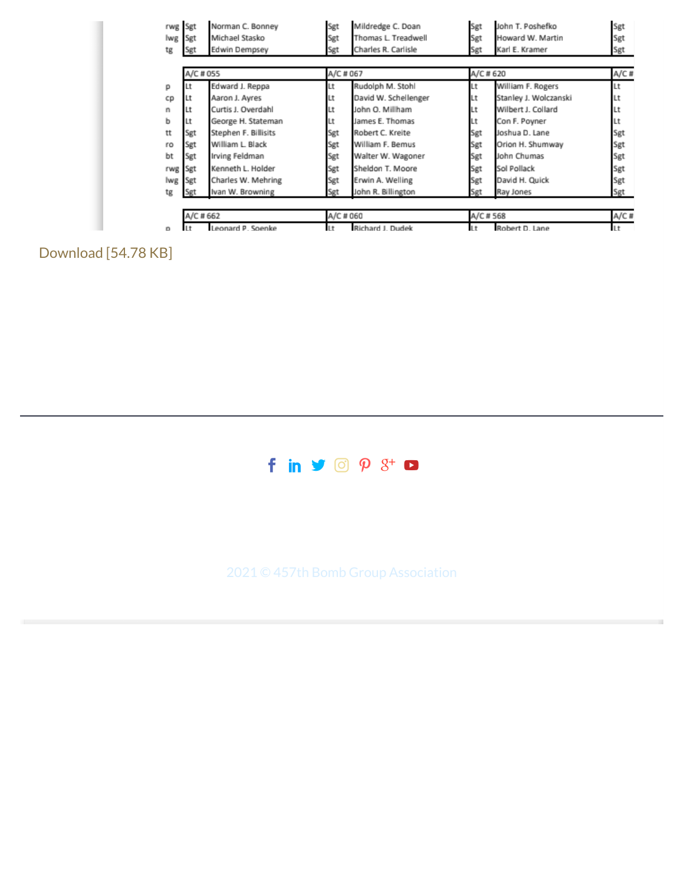| | | | | | | | | |
|---|---|---|---|---|---|---|---|---|
| rwg | Sgt | Norman C. Bonney | Sgt | Mildredge C. Doan | Sgt | John T. Poshefko | Sgt | |
| lwg | Sgt | Michael Stasko | Sgt | Thomas L. Treadwell | Sgt | Howard W. Martin | Sgt | |
| tg | Sgt | Edwin Dempsey | Sgt | Charles R. Carlisle | Sgt | Karl E. Kramer | Sgt | |
| | A/C # 055 | | A/C # 067 | | A/C # 620 | | A/C # | |
| p | Lt | Edward J. Reppa | Lt | Rudolph M. Stohl | Lt | William F. Rogers | Lt | |
| cp | Lt | Aaron J. Ayres | Lt | David W. Schellenger | Lt | Stanley J. Wolczanski | Lt | |
| n | Lt | Curtis J. Overdahl | Lt | John O. Millham | Lt | Wilbert J. Collard | Lt | |
| b | Lt | George H. Stateman | Lt | James E. Thomas | Lt | Con F. Poyner | Lt | |
| tt | Sgt | Stephen F. Billisits | Sgt | Robert C. Kreite | Sgt | Joshua D. Lane | Sgt | |
| ro | Sgt | William L. Black | Sgt | William F. Bemus | Sgt | Orion H. Shumway | Sgt | |
| bt | Sgt | Irving Feldman | Sgt | Walter W. Wagoner | Sgt | John Chumas | Sgt | |
| rwg | Sgt | Kenneth L. Holder | Sgt | Sheldon T. Moore | Sgt | Sol Pollack | Sgt | |
| lwg | Sgt | Charles W. Mehring | Sgt | Erwin A. Welling | Sgt | David H. Quick | Sgt | |
| tg | Sgt | Ivan W. Browning | Sgt | John R. Billington | Sgt | Ray Jones | Sgt | |
| | A/C # 662 | | A/C # 060 | | A/C # 568 | | A/C # | |
| p | Lt | Leonard P. Soenke | Lt | Richard J. Dudek | Lt | Robert D. Lane | Lt | |

Download [54.78 KB]

2021 © 457th Bomb Group Association